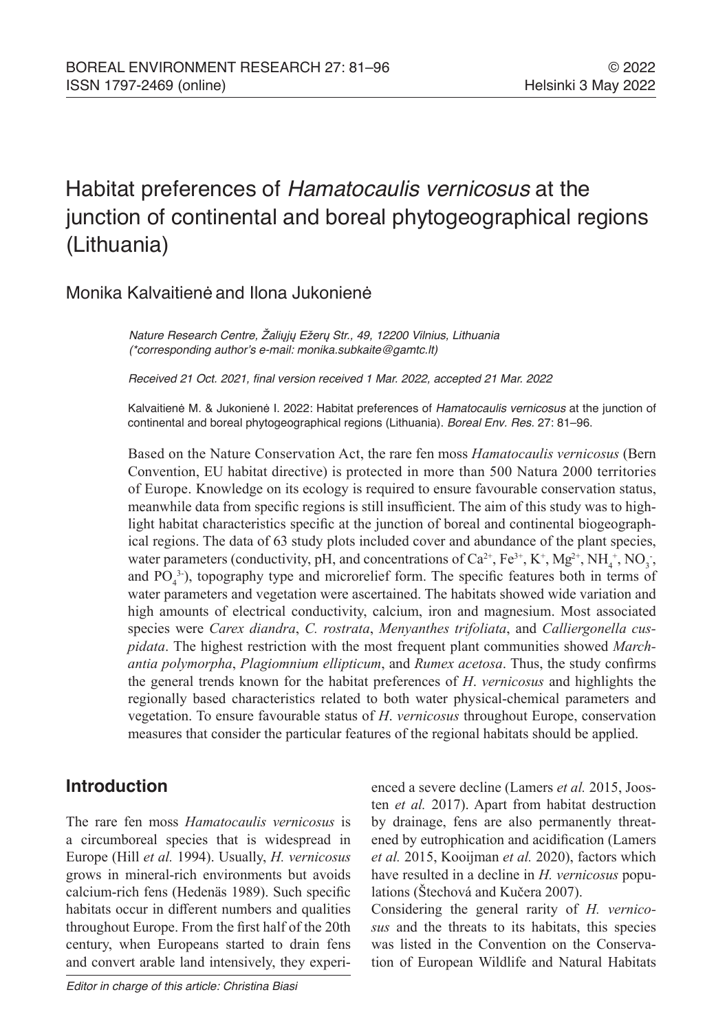# Habitat preferences of *Hamatocaulis vernicosus* at the junction of continental and boreal phytogeographical regions (Lithuania)

Monika Kalvaitienė and Ilona Jukonienė

*Nature Research Centre, Žaliųjų Ežerų Str., 49, 12200 Vilnius, Lithuania (\*corresponding author's e-mail: monika.subkaite@gamtc.lt)*

*Received 21 Oct. 2021, final version received 1 Mar. 2022, accepted 21 Mar. 2022*

Kalvaitienė M. & Jukonienė I. 2022: Habitat preferences of *Hamatocaulis vernicosus* at the junction of continental and boreal phytogeographical regions (Lithuania). *Boreal Env. Res.* 27: 81–96.

Based on the Nature Conservation Act, the rare fen moss *Hamatocaulis vernicosus* (Bern Convention, EU habitat directive) is protected in more than 500 Natura 2000 territories of Europe. Knowledge on its ecology is required to ensure favourable conservation status, meanwhile data from specific regions is still insufficient. The aim of this study was to highlight habitat characteristics specific at the junction of boreal and continental biogeographical regions. The data of 63 study plots included cover and abundance of the plant species, water parameters (conductivity, pH, and concentrations of $Ca^{2+}$, $Fe^{3+}$, $K^{+}$, $Mg^{2+}$, $NH_4^{+}$, $NO_3^{-}$, and $PO_4^{3-}$), topography type and microrelief form. The specific features both in terms of water parameters and vegetation were ascertained. The habitats showed wide variation and high amounts of electrical conductivity, calcium, iron and magnesium. Most associated species were *Carex diandra*, *C. rostrata*, *Menyanthes trifoliata*, and *Calliergonella cuspidata*. The highest restriction with the most frequent plant communities showed *Marchantia polymorpha*, *Plagiomnium ellipticum*, and *Rumex acetosa*. Thus, the study confirms the general trends known for the habitat preferences of *H. vernicosus* and highlights the regionally based characteristics related to both water physical-chemical parameters and vegetation. To ensure favourable status of *H. vernicosus* throughout Europe, conservation measures that consider the particular features of the regional habitats should be applied.

## Introduction

The rare fen moss *Hamatocaulis vernicosus* is a circumboreal species that is widespread in Europe (Hill *et al.* 1994). Usually, *H. vernicosus* grows in mineral-rich environments but avoids calcium-rich fens (Hedenäs 1989). Such specific habitats occur in different numbers and qualities throughout Europe. From the first half of the 20th century, when Europeans started to drain fens and convert arable land intensively, they experienced a severe decline (Lamers *et al.* 2015, Joosten *et al.* 2017). Apart from habitat destruction by drainage, fens are also permanently threatened by eutrophication and acidification (Lamers *et al.* 2015, Kooijman *et al.* 2020), factors which have resulted in a decline in *H. vernicosus* populations (Štechová and Kučera 2007).

Considering the general rarity of *H. vernicosus* and the threats to its habitats, this species was listed in the Convention on the Conservation of European Wildlife and Natural Habitats

*Editor in charge of this article: Christina Biasi*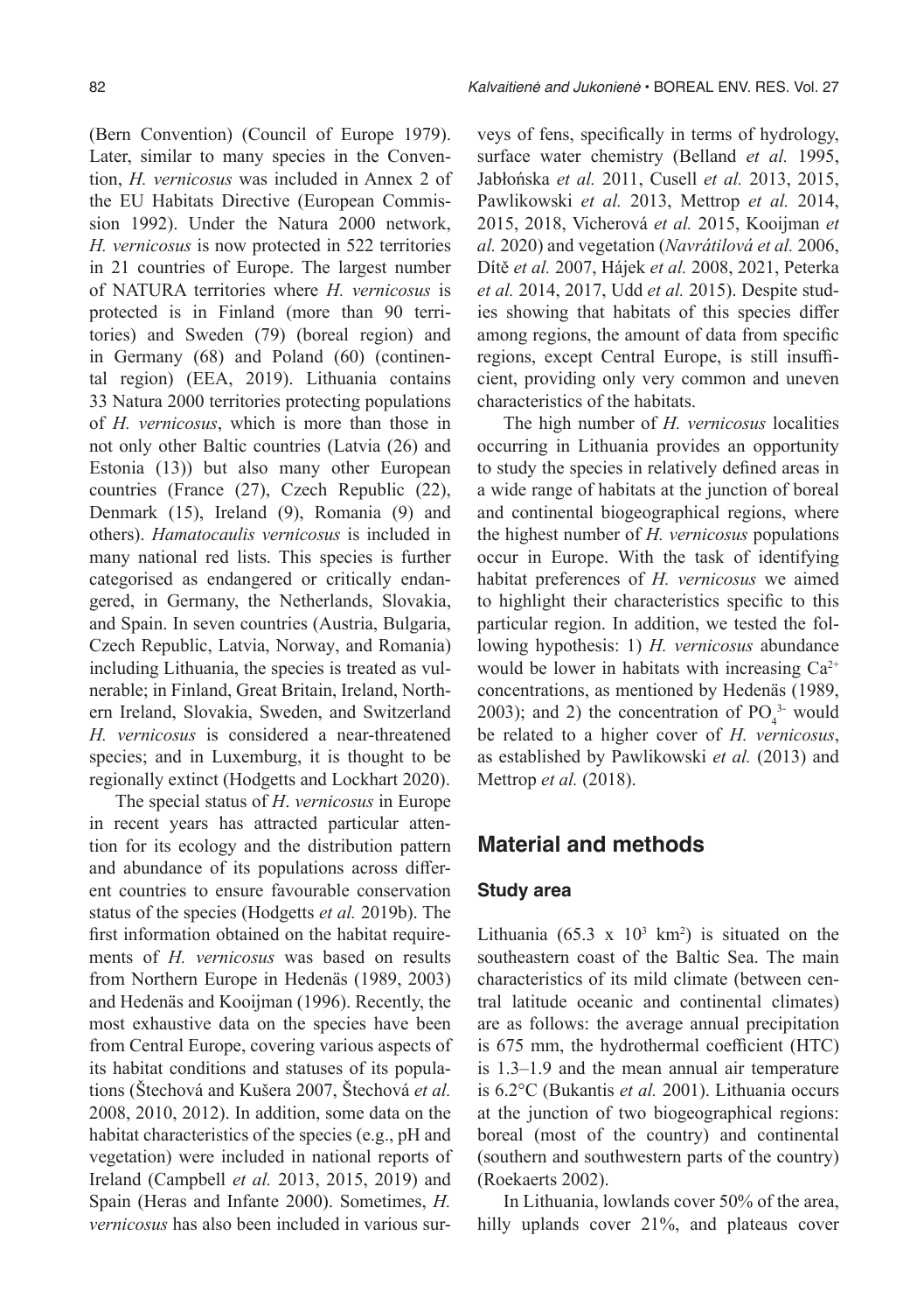(Bern Convention) (Council of Europe 1979). Later, similar to many species in the Convention, *H. vernicosus* was included in Annex 2 of the EU Habitats Directive (European Commission 1992). Under the Natura 2000 network, *H. vernicosus* is now protected in 522 territories in 21 countries of Europe. The largest number of NATURA territories where *H. vernicosus* is protected is in Finland (more than 90 territories) and Sweden (79) (boreal region) and in Germany (68) and Poland (60) (continental region) (EEA, 2019). Lithuania contains 33 Natura 2000 territories protecting populations of *H. vernicosus*, which is more than those in not only other Baltic countries (Latvia (26) and Estonia (13)) but also many other European countries (France (27), Czech Republic (22), Denmark (15), Ireland (9), Romania (9) and others). *Hamatocaulis vernicosus* is included in many national red lists. This species is further categorised as endangered or critically endangered, in Germany, the Netherlands, Slovakia, and Spain. In seven countries (Austria, Bulgaria, Czech Republic, Latvia, Norway, and Romania) including Lithuania, the species is treated as vulnerable; in Finland, Great Britain, Ireland, Northern Ireland, Slovakia, Sweden, and Switzerland *H. vernicosus* is considered a near-threatened species; and in Luxemburg, it is thought to be regionally extinct (Hodgetts and Lockhart 2020).

The special status of *H*. *vernicosus* in Europe in recent years has attracted particular attention for its ecology and the distribution pattern and abundance of its populations across different countries to ensure favourable conservation status of the species (Hodgetts *et al.* 2019b). The first information obtained on the habitat requirements of *H. vernicosus* was based on results from Northern Europe in Hedenäs (1989, 2003) and Hedenäs and Kooijman (1996). Recently, the most exhaustive data on the species have been from Central Europe, covering various aspects of its habitat conditions and statuses of its populations (Štechová and Kušera 2007, Štechová *et al.* 2008, 2010, 2012). In addition, some data on the habitat characteristics of the species (e.g., pH and vegetation) were included in national reports of Ireland (Campbell *et al.* 2013, 2015, 2019) and Spain (Heras and Infante 2000). Sometimes, *H. vernicosus* has also been included in various surveys of fens, specifically in terms of hydrology, surface water chemistry (Belland *et al.* 1995, Jabłońska *et al.* 2011, Cusell *et al.* 2013, 2015, Pawlikowski *et al.* 2013, Mettrop *et al.* 2014, 2015, 2018, Vicherová *et al.* 2015, Kooijman *et al.* 2020) and vegetation (*Navrátilová et al.* 2006, Dítě *et al.* 2007, Hájek *et al.* 2008, 2021, Peterka *et al.* 2014, 2017, Udd *et al.* 2015). Despite studies showing that habitats of this species differ among regions, the amount of data from specific regions, except Central Europe, is still insufficient, providing only very common and uneven characteristics of the habitats.

The high number of *H. vernicosus* localities occurring in Lithuania provides an opportunity to study the species in relatively defined areas in a wide range of habitats at the junction of boreal and continental biogeographical regions, where the highest number of *H. vernicosus* populations occur in Europe. With the task of identifying habitat preferences of *H. vernicosus* we aimed to highlight their characteristics specific to this particular region. In addition, we tested the following hypothesis: 1) *H. vernicosus* abundance would be lower in habitats with increasing $Ca^{2+}$ concentrations, as mentioned by Hedenäs (1989, 2003); and 2) the concentration of $PO_4^{3-}$ would be related to a higher cover of *H. vernicosus*, as established by Pawlikowski *et al.* (2013) and Mettrop *et al.* (2018).

## Material and methods

### Study area

Lithuania ($65.3 \times 10^3$ km$^2$) is situated on the southeastern coast of the Baltic Sea. The main characteristics of its mild climate (between central latitude oceanic and continental climates) are as follows: the average annual precipitation is 675 mm, the hydrothermal coefficient (HTC) is 1.3–1.9 and the mean annual air temperature is 6.2°C (Bukantis *et al.* 2001). Lithuania occurs at the junction of two biogeographical regions: boreal (most of the country) and continental (southern and southwestern parts of the country) (Roekaerts 2002).

In Lithuania, lowlands cover 50% of the area, hilly uplands cover 21%, and plateaus cover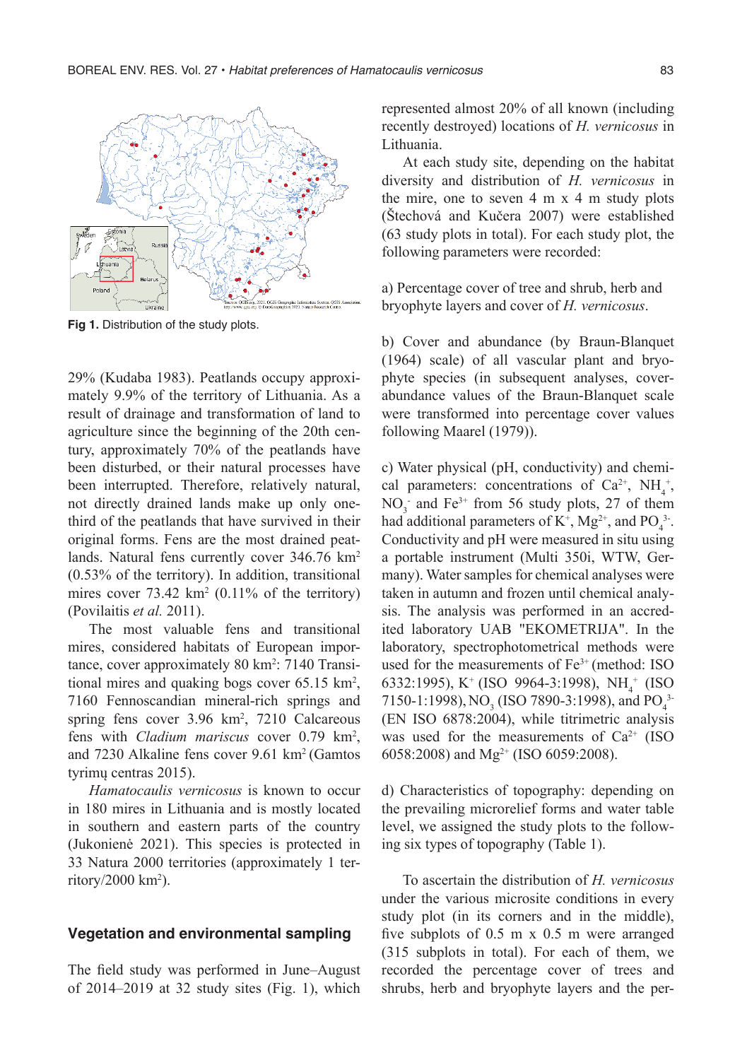Fig 1. Distribution of the study plots.

29% (Kudaba 1983). Peatlands occupy approximately 9.9% of the territory of Lithuania. As a result of drainage and transformation of land to agriculture since the beginning of the 20th century, approximately 70% of the peatlands have been disturbed, or their natural processes have been interrupted. Therefore, relatively natural, not directly drained lands make up only one-third of the peatlands that have survived in their original forms. Fens are the most drained peatlands. Natural fens currently cover 346.76 km$^2$ (0.53% of the territory). In addition, transitional mires cover 73.42 km$^2$ (0.11% of the territory) (Povilaitis *et al.* 2011).

The most valuable fens and transitional mires, considered habitats of European importance, cover approximately 80 km$^2$: 7140 Transitional mires and quaking bogs cover 65.15 km$^2$, 7160 Fennoscandian mineral-rich springs and spring fens cover 3.96 km$^2$, 7210 Calcareous fens with *Cladium mariscus* cover 0.79 km$^2$, and 7230 Alkaline fens cover 9.61 km$^2$ (Gamtos tyrimų centras 2015).

*Hamatocaulis vernicosus* is known to occur in 180 mires in Lithuania and is mostly located in southern and eastern parts of the country (Jukonienė 2021). This species is protected in 33 Natura 2000 territories (approximately 1 territory/2000 km$^2$).

## Vegetation and environmental sampling

The field study was performed in June–August of 2014–2019 at 32 study sites (Fig. 1), which represented almost 20% of all known (including recently destroyed) locations of *H. vernicosus* in Lithuania.

At each study site, depending on the habitat diversity and distribution of *H. vernicosus* in the mire, one to seven 4 m x 4 m study plots (Štechová and Kučera 2007) were established (63 study plots in total). For each study plot, the following parameters were recorded:

a) Percentage cover of tree and shrub, herb and bryophyte layers and cover of *H. vernicosus*.

b) Cover and abundance (by Braun-Blanquet (1964) scale) of all vascular plant and bryophyte species (in subsequent analyses, cover-abundance values of the Braun-Blanquet scale were transformed into percentage cover values following Maarel (1979)).

c) Water physical (pH, conductivity) and chemical parameters: concentrations of $Ca^{2+}$, $NH_4^+$, $NO_3^-$ and $Fe^{3+}$ from 56 study plots, 27 of them had additional parameters of $K^+$, $Mg^{2+}$, and $PO_4^{3-}$. Conductivity and pH were measured in situ using a portable instrument (Multi 350i, WTW, Germany). Water samples for chemical analyses were taken in autumn and frozen until chemical analysis. The analysis was performed in an accredited laboratory UAB "EKOMETRIJA". In the laboratory, spectrophotometrical methods were used for the measurements of $Fe^{3+}$ (method: ISO 6332:1995), $K^+$ (ISO 9964-3:1998), $NH_4^+$ (ISO 7150-1:1998), $NO_3$ (ISO 7890-3:1998), and $PO_4^{3-}$ (EN ISO 6878:2004), while titrimetric analysis was used for the measurements of $Ca^{2+}$ (ISO 6058:2008) and $Mg^{2+}$ (ISO 6059:2008).

d) Characteristics of topography: depending on the prevailing microrelief forms and water table level, we assigned the study plots to the following six types of topography (Table 1).

To ascertain the distribution of *H. vernicosus* under the various microsite conditions in every study plot (in its corners and in the middle), five subplots of 0.5 m x 0.5 m were arranged (315 subplots in total). For each of them, we recorded the percentage cover of trees and shrubs, herb and bryophyte layers and the per-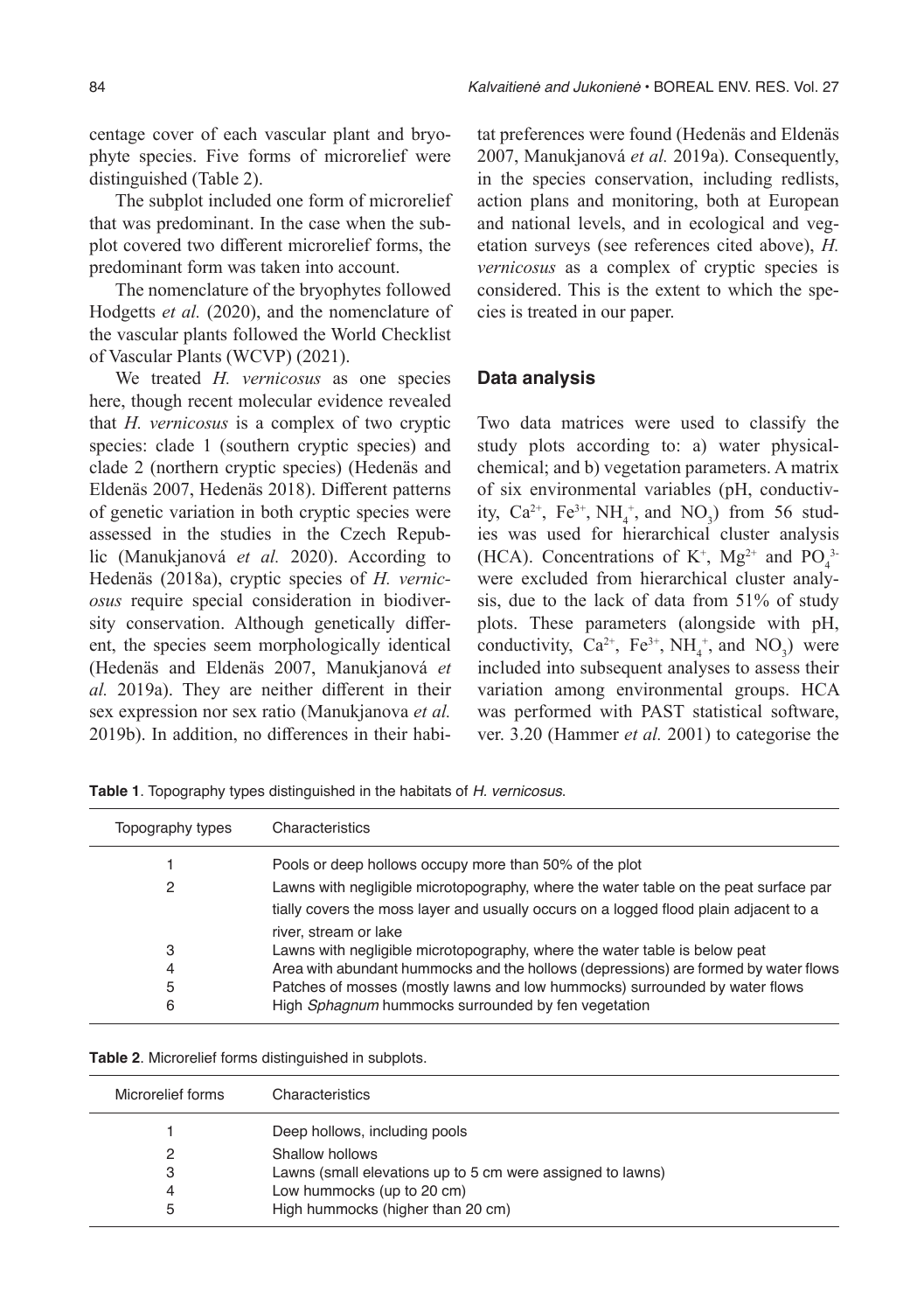centage cover of each vascular plant and bryophyte species. Five forms of microrelief were distinguished (Table 2).

The subplot included one form of microrelief that was predominant. In the case when the subplot covered two different microrelief forms, the predominant form was taken into account.

The nomenclature of the bryophytes followed Hodgetts *et al.* (2020), and the nomenclature of the vascular plants followed the World Checklist of Vascular Plants (WCVP) (2021).

We treated *H. vernicosus* as one species here, though recent molecular evidence revealed that *H. vernicosus* is a complex of two cryptic species: clade 1 (southern cryptic species) and clade 2 (northern cryptic species) (Hedenäs and Eldenäs 2007, Hedenäs 2018). Different patterns of genetic variation in both cryptic species were assessed in the studies in the Czech Republic (Manukjanová *et al.* 2020). According to Hedenäs (2018a), cryptic species of *H. vernicosus* require special consideration in biodiversity conservation. Although genetically different, the species seem morphologically identical (Hedenäs and Eldenäs 2007, Manukjanová *et al.* 2019a). They are neither different in their sex expression nor sex ratio (Manukjanova *et al.* 2019b). In addition, no differences in their habitat preferences were found (Hedenäs and Eldenäs 2007, Manukjanová *et al.* 2019a). Consequently, in the species conservation, including redlists, action plans and monitoring, both at European and national levels, and in ecological and vegetation surveys (see references cited above), *H. vernicosus* as a complex of cryptic species is considered. This is the extent to which the species is treated in our paper.

### Data analysis

Two data matrices were used to classify the study plots according to: a) water physical-chemical; and b) vegetation parameters. A matrix of six environmental variables (pH, conductivity, $Ca^{2+}$, $Fe^{3+}$, $NH_4^+$, and $NO_3$) from 56 studies was used for hierarchical cluster analysis (HCA). Concentrations of $K^+$, $Mg^{2+}$ and $PO_4^{3-}$ were excluded from hierarchical cluster analysis, due to the lack of data from 51% of study plots. These parameters (alongside with pH, conductivity, $Ca^{2+}$, $Fe^{3+}$, $NH_4^+$, and $NO_3$) were included into subsequent analyses to assess their variation among environmental groups. HCA was performed with PAST statistical software, ver. 3.20 (Hammer *et al.* 2001) to categorise the

**Table 1**. Topography types distinguished in the habitats of *H. vernicosus*.

| Topography types | Characteristics |
|---|---|
| 1 | Pools or deep hollows occupy more than 50% of the plot |
| 2 | Lawns with negligible microtopography, where the water table on the peat surface partially covers the moss layer and usually occurs on a logged flood plain adjacent to a river, stream or lake |
| 3 | Lawns with negligible microtopography, where the water table is below peat |
| 4 | Area with abundant hummocks and the hollows (depressions) are formed by water flows |
| 5 | Patches of mosses (mostly lawns and low hummocks) surrounded by water flows |
| 6 | High *Sphagnum* hummocks surrounded by fen vegetation |

**Table 2**. Microrelief forms distinguished in subplots.

| Microrelief forms | Characteristics |
|---|---|
| 1 | Deep hollows, including pools |
| 2 | Shallow hollows |
| 3 | Lawns (small elevations up to 5 cm were assigned to lawns) |
| 4 | Low hummocks (up to 20 cm) |
| 5 | High hummocks (higher than 20 cm) |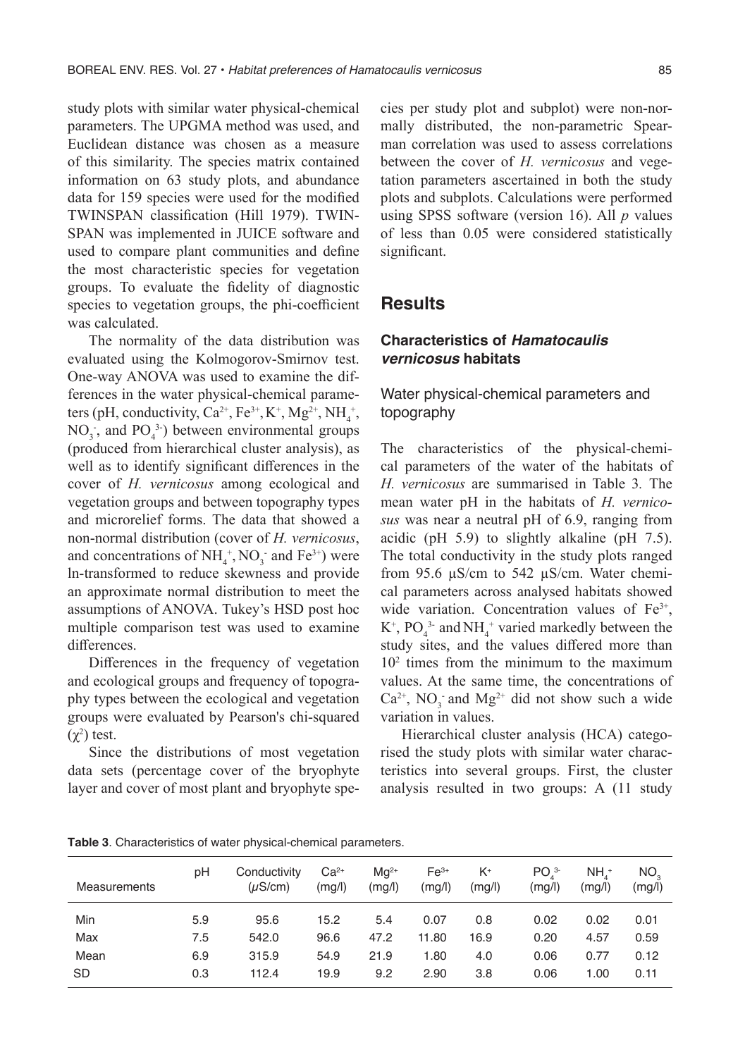study plots with similar water physical-chemical parameters. The UPGMA method was used, and Euclidean distance was chosen as a measure of this similarity. The species matrix contained information on 63 study plots, and abundance data for 159 species were used for the modified TWINSPAN classification (Hill 1979). TWINSPAN was implemented in JUICE software and used to compare plant communities and define the most characteristic species for vegetation groups. To evaluate the fidelity of diagnostic species to vegetation groups, the phi-coefficient was calculated.

The normality of the data distribution was evaluated using the Kolmogorov-Smirnov test. One-way ANOVA was used to examine the differences in the water physical-chemical parameters (pH, conductivity, $Ca^{2+}$, $Fe^{3+}$, $K^+$, $Mg^{2+}$, $NH_4^+$, $NO_3^-$, and $PO_4^{3-}$) between environmental groups (produced from hierarchical cluster analysis), as well as to identify significant differences in the cover of *H. vernicosus* among ecological and vegetation groups and between topography types and microrelief forms. The data that showed a non-normal distribution (cover of *H. vernicosus*, and concentrations of $NH_4^+$, $NO_3^-$ and $Fe^{3+}$) were ln-transformed to reduce skewness and provide an approximate normal distribution to meet the assumptions of ANOVA. Tukey's HSD post hoc multiple comparison test was used to examine differences.

Differences in the frequency of vegetation and ecological groups and frequency of topography types between the ecological and vegetation groups were evaluated by Pearson's chi-squared ($\chi^2$) test.

Since the distributions of most vegetation data sets (percentage cover of the bryophyte layer and cover of most plant and bryophyte species per study plot and subplot) were non-normally distributed, the non-parametric Spearman correlation was used to assess correlations between the cover of *H. vernicosus* and vegetation parameters ascertained in both the study plots and subplots. Calculations were performed using SPSS software (version 16). All *p* values of less than 0.05 were considered statistically significant.

## Results

### Characteristics of *Hamatocaulis vernicosus* habitats

#### Water physical-chemical parameters and topography

The characteristics of the physical-chemical parameters of the water of the habitats of *H. vernicosus* are summarised in Table 3. The mean water pH in the habitats of *H. vernicosus* was near a neutral pH of 6.9, ranging from acidic (pH 5.9) to slightly alkaline (pH 7.5). The total conductivity in the study plots ranged from 95.6 µS/cm to 542 µS/cm. Water chemical parameters across analysed habitats showed wide variation. Concentration values of $Fe^{3+}$, $K^+$, $PO_4^{3-}$ and $NH_4^+$ varied markedly between the study sites, and the values differed more than $10^2$ times from the minimum to the maximum values. At the same time, the concentrations of $Ca^{2+}$, $NO_3^-$ and $Mg^{2+}$ did not show such a wide variation in values.

Hierarchical cluster analysis (HCA) categorised the study plots with similar water characteristics into several groups. First, the cluster analysis resulted in two groups: A (11 study

**Table 3**. Characteristics of water physical-chemical parameters.

| Measurements | pH | Conductivity ($\mu$S/cm) | $Ca^{2+}$ (mg/l) | $Mg^{2+}$ (mg/l) | $Fe^{3+}$ (mg/l) | $K^+$ (mg/l) | $PO_4^{3-}$ (mg/l) | $NH_4^+$ (mg/l) | $NO_3$ (mg/l) |
|---|---|---|---|---|---|---|---|---|---|
| Min | 5.9 | 95.6 | 15.2 | 5.4 | 0.07 | 0.8 | 0.02 | 0.02 | 0.01 |
| Max | 7.5 | 542.0 | 96.6 | 47.2 | 11.80 | 16.9 | 0.20 | 4.57 | 0.59 |
| Mean | 6.9 | 315.9 | 54.9 | 21.9 | 1.80 | 4.0 | 0.06 | 0.77 | 0.12 |
| SD | 0.3 | 112.4 | 19.9 | 9.2 | 2.90 | 3.8 | 0.06 | 1.00 | 0.11 |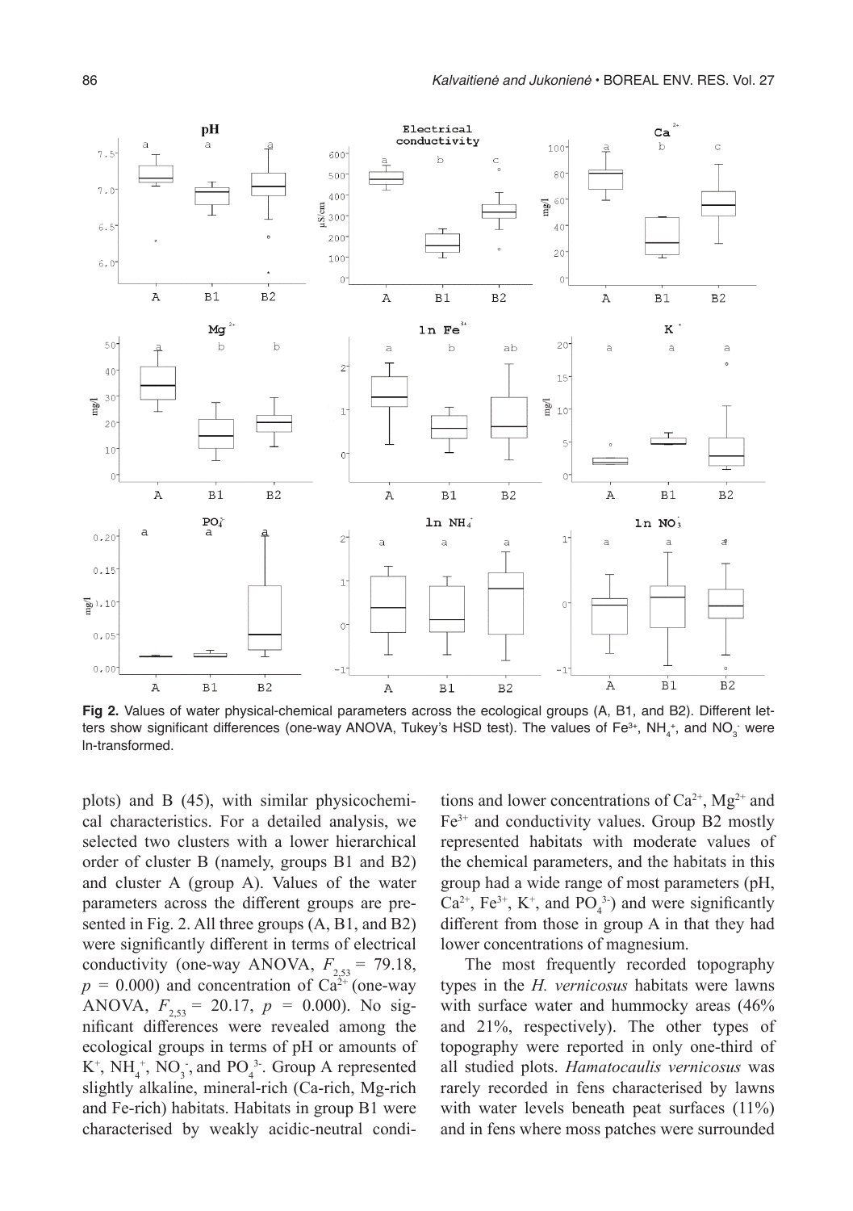**Fig 2.** Values of water physical-chemical parameters across the ecological groups (A, B1, and B2). Different letters show significant differences (one-way ANOVA, Tukey's HSD test). The values of $Fe^{3+}$, $NH_4^+$, and $NO_3^-$ were ln-transformed.

plots) and B (45), with similar physicochemical characteristics. For a detailed analysis, we selected two clusters with a lower hierarchical order of cluster B (namely, groups B1 and B2) and cluster A (group A). Values of the water parameters across the different groups are presented in Fig. 2. All three groups (A, B1, and B2) were significantly different in terms of electrical conductivity (one-way ANOVA, $F_{2,53} = 79.18$, $p = 0.000$) and concentration of $Ca^{2+}$ (one-way ANOVA, $F_{2,53} = 20.17$, $p = 0.000$). No significant differences were revealed among the ecological groups in terms of pH or amounts of $K^+$, $NH_4^+$, $NO_3^-$, and $PO_4^{3-}$. Group A represented slightly alkaline, mineral-rich (Ca-rich, Mg-rich and Fe-rich) habitats. Habitats in group B1 were characterised by weakly acidic-neutral conditions and lower concentrations of $Ca^{2+}$, $Mg^{2+}$ and $Fe^{3+}$ and conductivity values. Group B2 mostly represented habitats with moderate values of the chemical parameters, and the habitats in this group had a wide range of most parameters (pH, $Ca^{2+}$, $Fe^{3+}$, $K^+$, and $PO_4^{3-}$) and were significantly different from those in group A in that they had lower concentrations of magnesium.

The most frequently recorded topography types in the *H. vernicosus* habitats were lawns with surface water and hummocky areas (46% and 21%, respectively). The other types of topography were reported in only one-third of all studied plots. *Hamatocaulis vernicosus* was rarely recorded in fens characterised by lawns with water levels beneath peat surfaces (11%) and in fens where moss patches were surrounded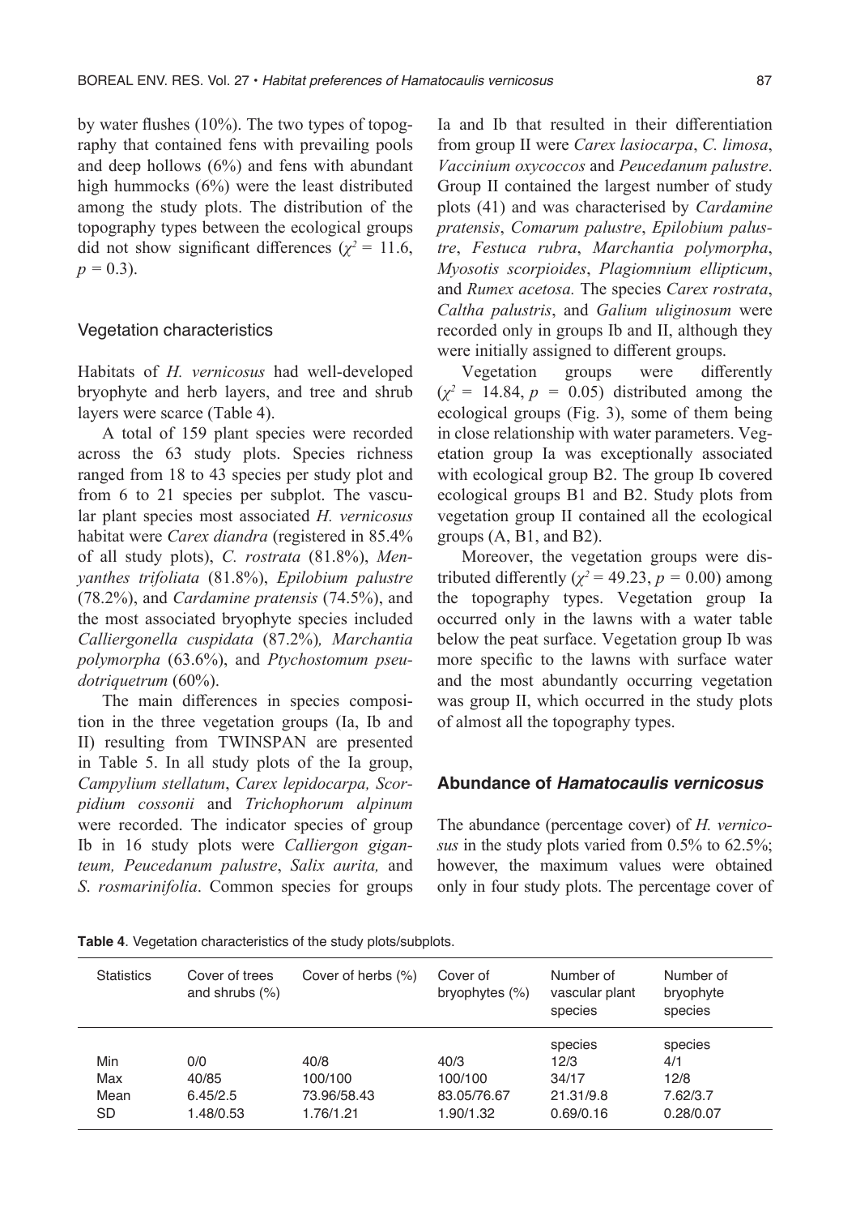by water flushes (10%). The two types of topography that contained fens with prevailing pools and deep hollows (6%) and fens with abundant high hummocks (6%) were the least distributed among the study plots. The distribution of the topography types between the ecological groups did not show significant differences ($\chi^2 = 11.6$, $p = 0.3$).

### Vegetation characteristics

Habitats of *H. vernicosus* had well-developed bryophyte and herb layers, and tree and shrub layers were scarce (Table 4).

A total of 159 plant species were recorded across the 63 study plots. Species richness ranged from 18 to 43 species per study plot and from 6 to 21 species per subplot. The vascular plant species most associated *H. vernicosus* habitat were *Carex diandra* (registered in 85.4% of all study plots), *C. rostrata* (81.8%), *Menyanthes trifoliata* (81.8%), *Epilobium palustre* (78.2%), and *Cardamine pratensis* (74.5%), and the most associated bryophyte species included *Calliergonella cuspidata* (87.2%)*, Marchantia polymorpha* (63.6%), and *Ptychostomum pseudotriquetrum* (60%).

The main differences in species composition in the three vegetation groups (Ia, Ib and II) resulting from TWINSPAN are presented in Table 5. In all study plots of the Ia group, *Campylium stellatum*, *Carex lepidocarpa, Scorpidium cossonii* and *Trichophorum alpinum* were recorded. The indicator species of group Ib in 16 study plots were *Calliergon giganteum, Peucedanum palustre*, *Salix aurita,* and *S. rosmarinifolia*. Common species for groups Ia and Ib that resulted in their differentiation from group II were *Carex lasiocarpa*, *C. limosa*, *Vaccinium oxycoccos* and *Peucedanum palustre*. Group II contained the largest number of study plots (41) and was characterised by *Cardamine pratensis*, *Comarum palustre*, *Epilobium palustre*, *Festuca rubra*, *Marchantia polymorpha*, *Myosotis scorpioides*, *Plagiomnium ellipticum*, and *Rumex acetosa.* The species *Carex rostrata*, *Caltha palustris*, and *Galium uliginosum* were recorded only in groups Ib and II, although they were initially assigned to different groups.

Vegetation groups were differently ($\chi^2 = 14.84$, $p = 0.05$) distributed among the ecological groups (Fig. 3), some of them being in close relationship with water parameters. Vegetation group Ia was exceptionally associated with ecological group B2. The group Ib covered ecological groups B1 and B2. Study plots from vegetation group II contained all the ecological groups (A, B1, and B2).

Moreover, the vegetation groups were distributed differently ($\chi^2 = 49.23$, $p = 0.00$) among the topography types. Vegetation group Ia occurred only in the lawns with a water table below the peat surface. Vegetation group Ib was more specific to the lawns with surface water and the most abundantly occurring vegetation was group II, which occurred in the study plots of almost all the topography types.

### Abundance of *Hamatocaulis vernicosus*

The abundance (percentage cover) of *H. vernicosus* in the study plots varied from 0.5% to 62.5%; however, the maximum values were obtained only in four study plots. The percentage cover of

**Table 4**. Vegetation characteristics of the study plots/subplots.

| Statistics | Cover of trees and shrubs (%) | Cover of herbs (%) | Cover of bryophytes (%) | Number of vascular plant species | Number of bryophyte species |
|---|---|---|---|---|---|
| | | | | species | species |
| Min | 0/0 | 40/8 | 40/3 | 12/3 | 4/1 |
| Max | 40/85 | 100/100 | 100/100 | 34/17 | 12/8 |
| Mean | 6.45/2.5 | 73.96/58.43 | 83.05/76.67 | 21.31/9.8 | 7.62/3.7 |
| SD | 1.48/0.53 | 1.76/1.21 | 1.90/1.32 | 0.69/0.16 | 0.28/0.07 |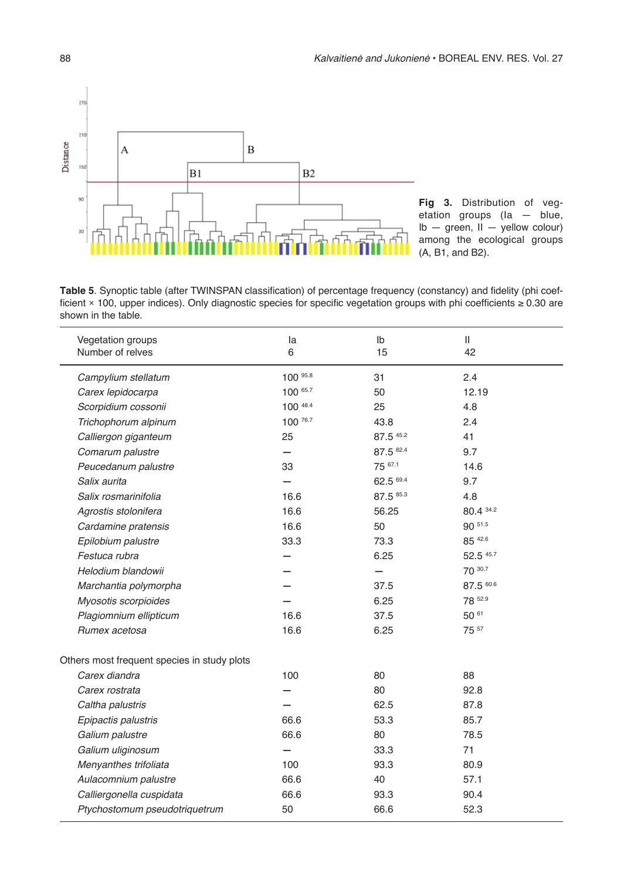**Fig 3.** Distribution of vegetation groups (Ia — blue, Ib — green, II — yellow colour) among the ecological groups (A, B1, and B2).

**Table 5**. Synoptic table (after TWINSPAN classification) of percentage frequency (constancy) and fidelity (phi coefficient × 100, upper indices). Only diagnostic species for specific vegetation groups with phi coefficients ≥ 0.30 are shown in the table.

| Vegetation groups<br>Number of relves | Ia<br>6 | Ib<br>15 | II<br>42 |
|---|---|---|---|
| *Campylium stellatum* | 100 $^{95.8}$ | 31 | 2.4 |
| *Carex lepidocarpa* | 100 $^{65.7}$ | 50 | 12.19 |
| *Scorpidium cossonii* | 100 $^{48.4}$ | 25 | 4.8 |
| *Trichophorum alpinum* | 100 $^{76.7}$ | 43.8 | 2.4 |
| *Calliergon giganteum* | 25 | 87.5 $^{45.2}$ | 41 |
| *Comarum palustre* | – | 87.5 $^{82.4}$ | 9.7 |
| *Peucedanum palustre* | 33 | 75 $^{67.1}$ | 14.6 |
| *Salix aurita* | – | 62.5 $^{69.4}$ | 9.7 |
| *Salix rosmarinifolia* | 16.6 | 87.5 $^{85.3}$ | 4.8 |
| *Agrostis stolonifera* | 16.6 | 56.25 | 80.4 $^{34.2}$ |
| *Cardamine pratensis* | 16.6 | 50 | 90 $^{51.5}$ |
| *Epilobium palustre* | 33.3 | 73.3 | 85 $^{42.6}$ |
| *Festuca rubra* | – | 6.25 | 52.5 $^{45.7}$ |
| *Helodium blandowii* | – | – | 70 $^{30.7}$ |
| *Marchantia polymorpha* | – | 37.5 | 87.5 $^{60.6}$ |
| *Myosotis scorpioides* | – | 6.25 | 78 $^{52.9}$ |
| *Plagiomnium ellipticum* | 16.6 | 37.5 | 50 $^{61}$ |
| *Rumex acetosa* | 16.6 | 6.25 | 75 $^{57}$ |
| Others most frequent species in study plots | | | |
| *Carex diandra* | 100 | 80 | 88 |
| *Carex rostrata* | – | 80 | 92.8 |
| *Caltha palustris* | – | 62.5 | 87.8 |
| *Epipactis palustris* | 66.6 | 53.3 | 85.7 |
| *Galium palustre* | 66.6 | 80 | 78.5 |
| *Galium uliginosum* | – | 33.3 | 71 |
| *Menyanthes trifoliata* | 100 | 93.3 | 80.9 |
| *Aulacomnium palustre* | 66.6 | 40 | 57.1 |
| *Calliergonella cuspidata* | 66.6 | 93.3 | 90.4 |
| *Ptychostomum pseudotriquetrum* | 50 | 66.6 | 52.3 |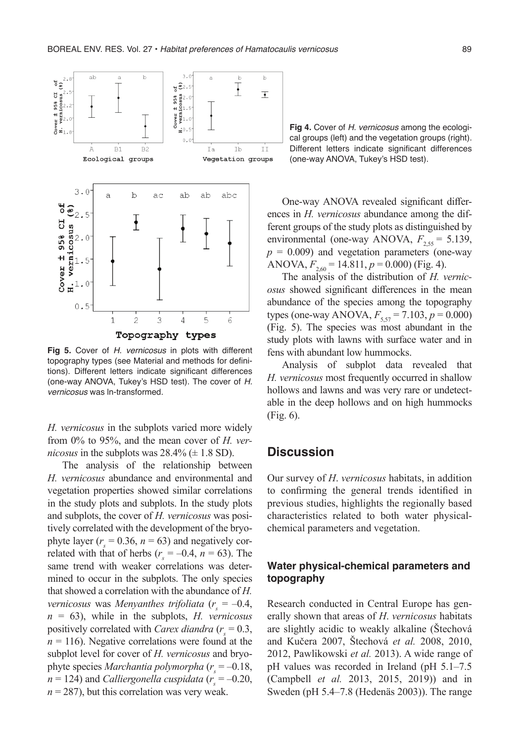Fig 4. Cover of *H. vernicosus* among the ecological groups (left) and the vegetation groups (right). Different letters indicate significant differences (one-way ANOVA, Tukey's HSD test).

Fig 5. Cover of *H. vernicosus* in plots with different topography types (see Material and methods for definitions). Different letters indicate significant differences (one-way ANOVA, Tukey's HSD test). The cover of *H. vernicosus* was ln-transformed.

*H. vernicosus* in the subplots varied more widely from 0% to 95%, and the mean cover of *H. vernicosus* in the subplots was 28.4% (± 1.8 SD).

The analysis of the relationship between *H. vernicosus* abundance and environmental and vegetation properties showed similar correlations in the study plots and subplots. In the study plots and subplots, the cover of *H. vernicosus* was positively correlated with the development of the bryophyte layer ($r_s = 0.36$, $n = 63$) and negatively correlated with that of herbs ($r_s = –0.4$, $n = 63$). The same trend with weaker correlations was determined to occur in the subplots. The only species that showed a correlation with the abundance of *H. vernicosus* was *Menyanthes trifoliata* ($r_s = –0.4$, $n = 63$), while in the subplots, *H. vernicosus* positively correlated with *Carex diandra* ($r_s = 0.3$, $n = 116$). Negative correlations were found at the subplot level for cover of *H. vernicosus* and bryophyte species *Marchantia polymorpha* ($r_s = –0.18$, $n = 124$) and *Calliergonella cuspidata* ($r_s = –0.20$, $n = 287$), but this correlation was very weak.

One-way ANOVA revealed significant differences in *H. vernicosus* abundance among the different groups of the study plots as distinguished by environmental (one-way ANOVA, $F_{2,55} = 5.139$, $p = 0.009$) and vegetation parameters (one-way ANOVA, $F_{2,60} = 14.811$, $p = 0.000$) (Fig. 4).

The analysis of the distribution of *H. vernicosus* showed significant differences in the mean abundance of the species among the topography types (one-way ANOVA, $F_{5,57} = 7.103$, $p = 0.000$) (Fig. 5). The species was most abundant in the study plots with lawns with surface water and in fens with abundant low hummocks.

Analysis of subplot data revealed that *H. vernicosus* most frequently occurred in shallow hollows and lawns and was very rare or undetectable in the deep hollows and on high hummocks (Fig. 6).

## Discussion

Our survey of *H. vernicosus* habitats, in addition to confirming the general trends identified in previous studies, highlights the regionally based characteristics related to both water physical-chemical parameters and vegetation.

### Water physical-chemical parameters and topography

Research conducted in Central Europe has generally shown that areas of *H. vernicosus* habitats are slightly acidic to weakly alkaline (Štechová and Kučera 2007, Štechová *et al.* 2008, 2010, 2012, Pawlikowski *et al.* 2013). A wide range of pH values was recorded in Ireland (pH 5.1–7.5 (Campbell *et al.* 2013, 2015, 2019)) and in Sweden (pH 5.4–7.8 (Hedenäs 2003)). The range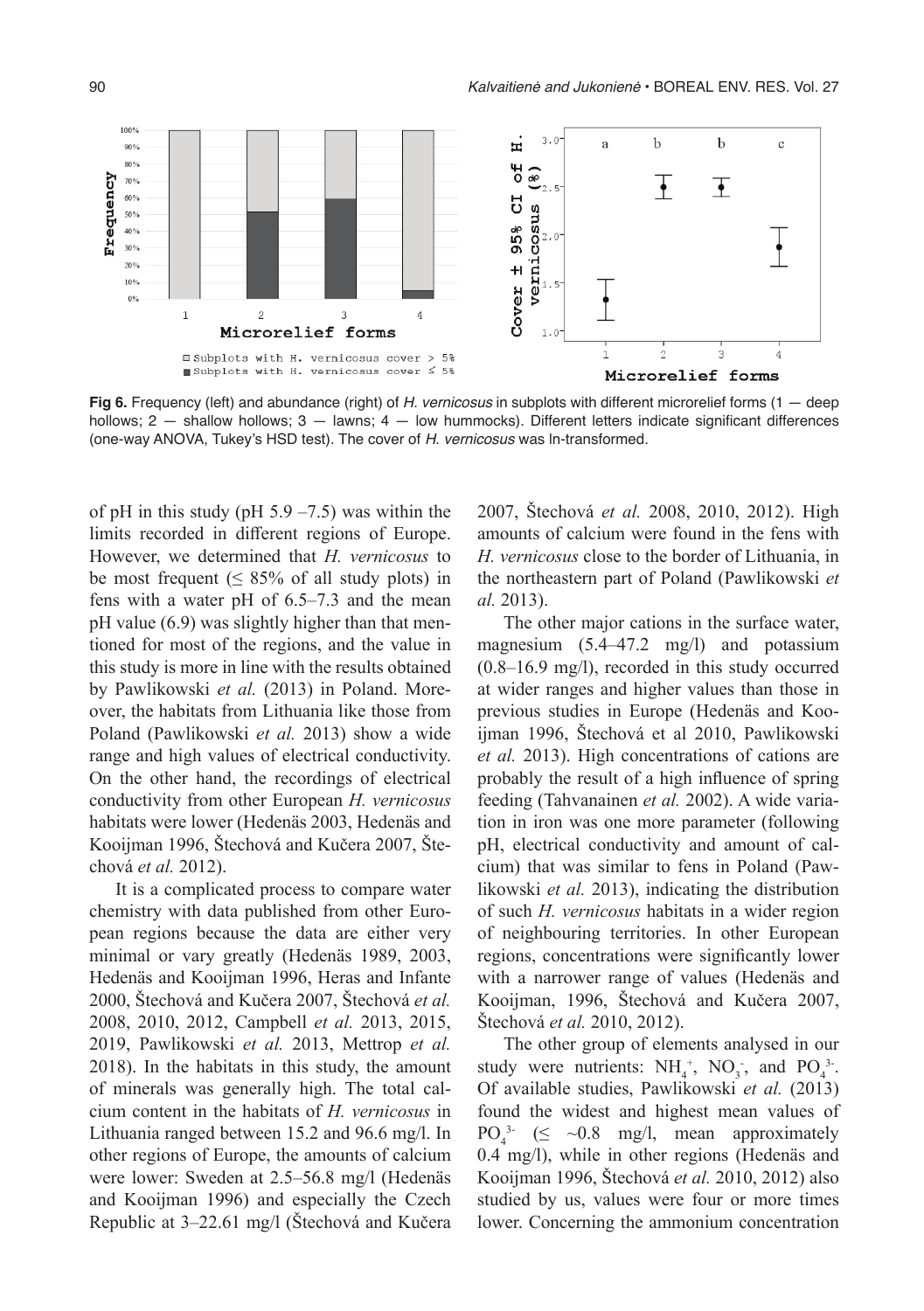**Fig 6.** Frequency (left) and abundance (right) of *H. vernicosus* in subplots with different microrelief forms (1 — deep hollows; 2 — shallow hollows; 3 — lawns; 4 — low hummocks). Different letters indicate significant differences (one-way ANOVA, Tukey's HSD test). The cover of *H. vernicosus* was ln-transformed.

of pH in this study (pH 5.9 –7.5) was within the limits recorded in different regions of Europe. However, we determined that *H. vernicosus* to be most frequent (≤ 85% of all study plots) in fens with a water pH of 6.5–7.3 and the mean pH value (6.9) was slightly higher than that mentioned for most of the regions, and the value in this study is more in line with the results obtained by Pawlikowski *et al.* (2013) in Poland. Moreover, the habitats from Lithuania like those from Poland (Pawlikowski *et al.* 2013) show a wide range and high values of electrical conductivity. On the other hand, the recordings of electrical conductivity from other European *H. vernicosus* habitats were lower (Hedenäs 2003, Hedenäs and Kooijman 1996, Štechová and Kučera 2007, Štechová *et al.* 2012).

It is a complicated process to compare water chemistry with data published from other European regions because the data are either very minimal or vary greatly (Hedenäs 1989, 2003, Hedenäs and Kooijman 1996, Heras and Infante 2000, Štechová and Kučera 2007, Štechová *et al.* 2008, 2010, 2012, Campbell *et al.* 2013, 2015, 2019, Pawlikowski *et al.* 2013, Mettrop *et al.* 2018). In the habitats in this study, the amount of minerals was generally high. The total calcium content in the habitats of *H. vernicosus* in Lithuania ranged between 15.2 and 96.6 mg/l. In other regions of Europe, the amounts of calcium were lower: Sweden at 2.5–56.8 mg/l (Hedenäs and Kooijman 1996) and especially the Czech Republic at 3–22.61 mg/l (Štechová and Kučera 2007, Štechová *et al.* 2008, 2010, 2012). High amounts of calcium were found in the fens with *H. vernicosus* close to the border of Lithuania, in the northeastern part of Poland (Pawlikowski *et al.* 2013).

The other major cations in the surface water, magnesium (5.4–47.2 mg/l) and potassium (0.8–16.9 mg/l), recorded in this study occurred at wider ranges and higher values than those in previous studies in Europe (Hedenäs and Kooijman 1996, Štechová et al 2010, Pawlikowski *et al.* 2013). High concentrations of cations are probably the result of a high influence of spring feeding (Tahvanainen *et al.* 2002). A wide variation in iron was one more parameter (following pH, electrical conductivity and amount of calcium) that was similar to fens in Poland (Pawlikowski *et al.* 2013), indicating the distribution of such *H. vernicosus* habitats in a wider region of neighbouring territories. In other European regions, concentrations were significantly lower with a narrower range of values (Hedenäs and Kooijman, 1996, Štechová and Kučera 2007, Štechová *et al.* 2010, 2012).

The other group of elements analysed in our study were nutrients: $NH_4^+$, $NO_3^-$, and $PO_4^{3-}$. Of available studies, Pawlikowski *et al.* (2013) found the widest and highest mean values of $PO_4^{3-}$ (≤ ~0.8 mg/l, mean approximately 0.4 mg/l), while in other regions (Hedenäs and Kooijman 1996, Štechová *et al.* 2010, 2012) also studied by us, values were four or more times lower. Concerning the ammonium concentration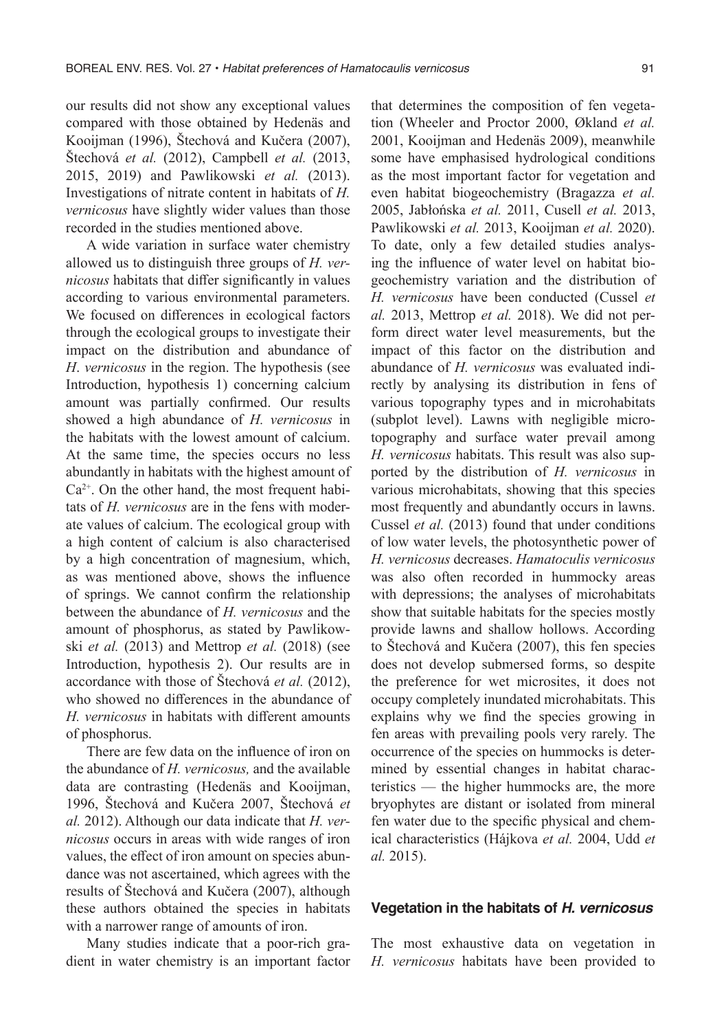our results did not show any exceptional values compared with those obtained by Hedenäs and Kooijman (1996), Štechová and Kučera (2007), Štechová *et al.* (2012), Campbell *et al.* (2013, 2015, 2019) and Pawlikowski *et al.* (2013). Investigations of nitrate content in habitats of *H. vernicosus* have slightly wider values than those recorded in the studies mentioned above.

A wide variation in surface water chemistry allowed us to distinguish three groups of *H. vernicosus* habitats that differ significantly in values according to various environmental parameters. We focused on differences in ecological factors through the ecological groups to investigate their impact on the distribution and abundance of *H. vernicosus* in the region. The hypothesis (see Introduction, hypothesis 1) concerning calcium amount was partially confirmed. Our results showed a high abundance of *H. vernicosus* in the habitats with the lowest amount of calcium. At the same time, the species occurs no less abundantly in habitats with the highest amount of $Ca^{2+}$. On the other hand, the most frequent habitats of *H. vernicosus* are in the fens with moderate values of calcium. The ecological group with a high content of calcium is also characterised by a high concentration of magnesium, which, as was mentioned above, shows the influence of springs. We cannot confirm the relationship between the abundance of *H. vernicosus* and the amount of phosphorus, as stated by Pawlikowski *et al.* (2013) and Mettrop *et al.* (2018) (see Introduction, hypothesis 2). Our results are in accordance with those of Štechová *et al.* (2012), who showed no differences in the abundance of *H. vernicosus* in habitats with different amounts of phosphorus.

There are few data on the influence of iron on the abundance of *H. vernicosus,* and the available data are contrasting (Hedenäs and Kooijman, 1996, Štechová and Kučera 2007, Štechová *et al.* 2012). Although our data indicate that *H. vernicosus* occurs in areas with wide ranges of iron values, the effect of iron amount on species abundance was not ascertained, which agrees with the results of Štechová and Kučera (2007), although these authors obtained the species in habitats with a narrower range of amounts of iron.

Many studies indicate that a poor-rich gradient in water chemistry is an important factor that determines the composition of fen vegetation (Wheeler and Proctor 2000, Økland *et al.* 2001, Kooijman and Hedenäs 2009), meanwhile some have emphasised hydrological conditions as the most important factor for vegetation and even habitat biogeochemistry (Bragazza *et al.* 2005, Jabłońska *et al.* 2011, Cusell *et al.* 2013, Pawlikowski *et al.* 2013, Kooijman *et al.* 2020). To date, only a few detailed studies analysing the influence of water level on habitat biogeochemistry variation and the distribution of *H. vernicosus* have been conducted (Cussel *et al.* 2013, Mettrop *et al.* 2018). We did not perform direct water level measurements, but the impact of this factor on the distribution and abundance of *H. vernicosus* was evaluated indirectly by analysing its distribution in fens of various topography types and in microhabitats (subplot level). Lawns with negligible microtopography and surface water prevail among *H. vernicosus* habitats. This result was also supported by the distribution of *H. vernicosus* in various microhabitats, showing that this species most frequently and abundantly occurs in lawns. Cussel *et al.* (2013) found that under conditions of low water levels, the photosynthetic power of *H. vernicosus* decreases. *Hamatoculis vernicosus* was also often recorded in hummocky areas with depressions; the analyses of microhabitats show that suitable habitats for the species mostly provide lawns and shallow hollows. According to Štechová and Kučera (2007), this fen species does not develop submersed forms, so despite the preference for wet microsites, it does not occupy completely inundated microhabitats. This explains why we find the species growing in fen areas with prevailing pools very rarely. The occurrence of the species on hummocks is determined by essential changes in habitat characteristics — the higher hummocks are, the more bryophytes are distant or isolated from mineral fen water due to the specific physical and chemical characteristics (Hájkova *et al.* 2004, Udd *et al.* 2015).

### Vegetation in the habitats of *H. vernicosus*

The most exhaustive data on vegetation in *H. vernicosus* habitats have been provided to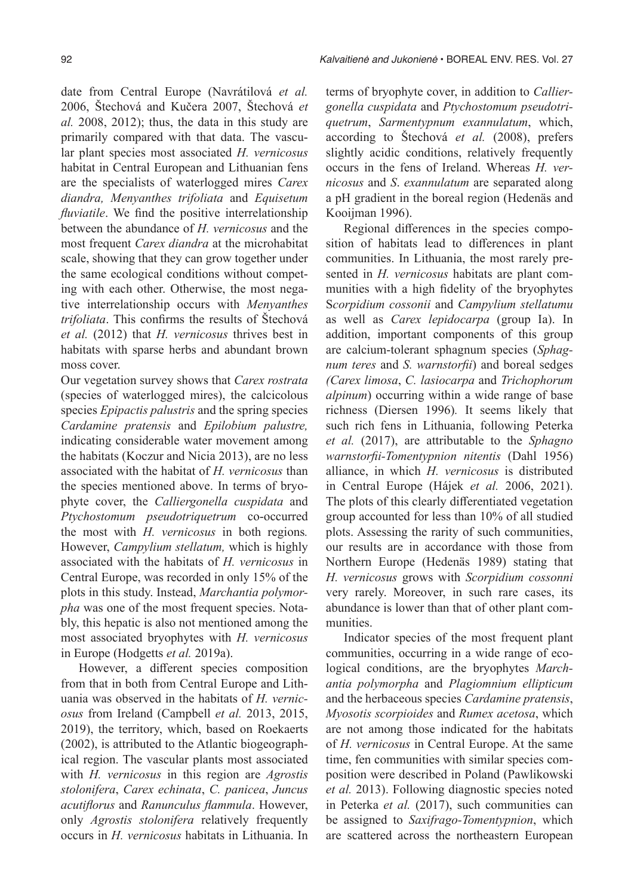date from Central Europe (Navrátilová *et al.* 2006, Štechová and Kučera 2007, Štechová *et al.* 2008, 2012); thus, the data in this study are primarily compared with that data. The vascular plant species most associated *H. vernicosus* habitat in Central European and Lithuanian fens are the specialists of waterlogged mires *Carex diandra, Menyanthes trifoliata* and *Equisetum fluviatile*. We find the positive interrelationship between the abundance of *H. vernicosus* and the most frequent *Carex diandra* at the microhabitat scale, showing that they can grow together under the same ecological conditions without competing with each other. Otherwise, the most negative interrelationship occurs with *Menyanthes trifoliata*. This confirms the results of Štechová *et al.* (2012) that *H. vernicosus* thrives best in habitats with sparse herbs and abundant brown moss cover.

Our vegetation survey shows that *Carex rostrata* (species of waterlogged mires), the calcicolous species *Epipactis palustris* and the spring species *Cardamine pratensis* and *Epilobium palustre,* indicating considerable water movement among the habitats (Koczur and Nicia 2013), are no less associated with the habitat of *H. vernicosus* than the species mentioned above. In terms of bryophyte cover, the *Calliergonella cuspidata* and *Ptychostomum pseudotriquetrum* co-occurred the most with *H. vernicosus* in both regions*.* However, *Campylium stellatum,* which is highly associated with the habitats of *H. vernicosus* in Central Europe, was recorded in only 15% of the plots in this study. Instead, *Marchantia polymorpha* was one of the most frequent species. Notably, this hepatic is also not mentioned among the most associated bryophytes with *H. vernicosus* in Europe (Hodgetts *et al.* 2019a).

However, a different species composition from that in both from Central Europe and Lithuania was observed in the habitats of *H. vernicosus* from Ireland (Campbell *et al.* 2013, 2015, 2019), the territory, which, based on Roekaerts (2002), is attributed to the Atlantic biogeographical region. The vascular plants most associated with *H. vernicosus* in this region are *Agrostis stolonifera*, *Carex echinata*, *C. panicea*, *Juncus acutiflorus* and *Ranunculus flammula*. However, only *Agrostis stolonifera* relatively frequently occurs in *H. vernicosus* habitats in Lithuania. In terms of bryophyte cover, in addition to *Calliergonella cuspidata* and *Ptychostomum pseudotriquetrum*, *Sarmentypnum exannulatum*, which, according to Štechová *et al.* (2008), prefers slightly acidic conditions, relatively frequently occurs in the fens of Ireland. Whereas *H. vernicosus* and *S*. *exannulatum* are separated along a pH gradient in the boreal region (Hedenäs and Kooijman 1996).

Regional differences in the species composition of habitats lead to differences in plant communities. In Lithuania, the most rarely presented in *H. vernicosus* habitats are plant communities with a high fidelity of the bryophytes S*corpidium cossonii* and *Campylium stellatumu* as well as *Carex lepidocarpa* (group Ia). In addition, important components of this group are calcium-tolerant sphagnum species (*Sphagnum teres* and *S. warnstorfii*) and boreal sedges *(Carex limosa*, *C. lasiocarpa* and *Trichophorum alpinum*) occurring within a wide range of base richness (Diersen 1996)*.* It seems likely that such rich fens in Lithuania, following Peterka *et al.* (2017), are attributable to the *Sphagno warnstorfii-Tomentypnion nitentis* (Dahl 1956) alliance, in which *H. vernicosus* is distributed in Central Europe (Hájek *et al.* 2006, 2021). The plots of this clearly differentiated vegetation group accounted for less than 10% of all studied plots. Assessing the rarity of such communities, our results are in accordance with those from Northern Europe (Hedenäs 1989) stating that *H. vernicosus* grows with *Scorpidium cossonni* very rarely. Moreover, in such rare cases, its abundance is lower than that of other plant communities.

Indicator species of the most frequent plant communities, occurring in a wide range of ecological conditions, are the bryophytes *Marchantia polymorpha* and *Plagiomnium ellipticum* and the herbaceous species *Cardamine pratensis*, *Myosotis scorpioides* and *Rumex acetosa*, which are not among those indicated for the habitats of *H. vernicosus* in Central Europe. At the same time, fen communities with similar species composition were described in Poland (Pawlikowski *et al.* 2013). Following diagnostic species noted in Peterka *et al.* (2017), such communities can be assigned to *Saxifrago-Tomentypnion*, which are scattered across the northeastern European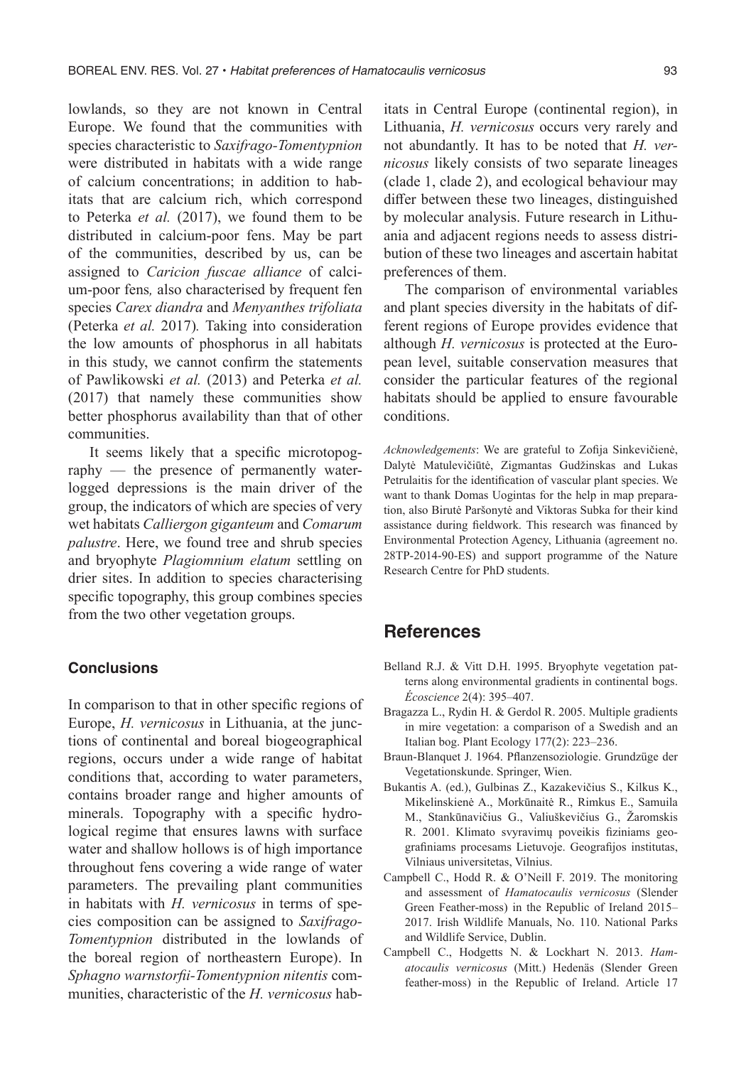lowlands, so they are not known in Central Europe. We found that the communities with species characteristic to *Saxifrago-Tomentypnion* were distributed in habitats with a wide range of calcium concentrations; in addition to habitats that are calcium rich, which correspond to Peterka *et al.* (2017), we found them to be distributed in calcium-poor fens. May be part of the communities, described by us, can be assigned to *Caricion fuscae alliance* of calcium-poor fens*,* also characterised by frequent fen species *Carex diandra* and *Menyanthes trifoliata* (Peterka *et al.* 2017)*.* Taking into consideration the low amounts of phosphorus in all habitats in this study, we cannot confirm the statements of Pawlikowski *et al.* (2013) and Peterka *et al.* (2017) that namely these communities show better phosphorus availability than that of other communities.

It seems likely that a specific microtopography — the presence of permanently waterlogged depressions is the main driver of the group, the indicators of which are species of very wet habitats *Calliergon giganteum* and *Comarum palustre*. Here, we found tree and shrub species and bryophyte *Plagiomnium elatum* settling on drier sites. In addition to species characterising specific topography, this group combines species from the two other vegetation groups.

### Conclusions

In comparison to that in other specific regions of Europe, *H. vernicosus* in Lithuania, at the junctions of continental and boreal biogeographical regions, occurs under a wide range of habitat conditions that, according to water parameters, contains broader range and higher amounts of minerals. Topography with a specific hydrological regime that ensures lawns with surface water and shallow hollows is of high importance throughout fens covering a wide range of water parameters. The prevailing plant communities in habitats with *H. vernicosus* in terms of species composition can be assigned to *Saxifrago-Tomentypnion* distributed in the lowlands of the boreal region of northeastern Europe). In *Sphagno warnstorfii-Tomentypnion nitentis* communities, characteristic of the *H. vernicosus* habitats in Central Europe (continental region), in Lithuania, *H. vernicosus* occurs very rarely and not abundantly. It has to be noted that *H. vernicosus* likely consists of two separate lineages (clade 1, clade 2), and ecological behaviour may differ between these two lineages, distinguished by molecular analysis. Future research in Lithuania and adjacent regions needs to assess distribution of these two lineages and ascertain habitat preferences of them.

The comparison of environmental variables and plant species diversity in the habitats of different regions of Europe provides evidence that although *H. vernicosus* is protected at the European level, suitable conservation measures that consider the particular features of the regional habitats should be applied to ensure favourable conditions.

*Acknowledgements*: We are grateful to Zofija Sinkevičienė, Dalytė Matulevičiūtė, Zigmantas Gudžinskas and Lukas Petrulaitis for the identification of vascular plant species. We want to thank Domas Uogintas for the help in map preparation, also Birutė Paršonytė and Viktoras Subka for their kind assistance during fieldwork. This research was financed by Environmental Protection Agency, Lithuania (agreement no. 28TP-2014-90-ES) and support programme of the Nature Research Centre for PhD students.

## References

Belland R.J. & Vitt D.H. 1995. Bryophyte vegetation patterns along environmental gradients in continental bogs. *Écoscience* 2(4): 395–407.

Bragazza L., Rydin H. & Gerdol R. 2005. Multiple gradients in mire vegetation: a comparison of a Swedish and an Italian bog. Plant Ecology 177(2): 223–236.

Braun-Blanquet J. 1964. Pflanzensoziologie. Grundzüge der Vegetationskunde. Springer, Wien.

Bukantis A. (ed.), Gulbinas Z., Kazakevičius S., Kilkus K., Mikelinskienė A., Morkūnaitė R., Rimkus E., Samuila M., Stankūnavičius G., Valiuškevičius G., Žaromskis R. 2001. Klimato svyravimų poveikis fiziniams geografiniams procesams Lietuvoje. Geografijos institutas, Vilniaus universitetas, Vilnius.

Campbell C., Hodd R. & O'Neill F. 2019. The monitoring and assessment of *Hamatocaulis vernicosus* (Slender Green Feather-moss) in the Republic of Ireland 2015–2017. Irish Wildlife Manuals, No. 110. National Parks and Wildlife Service, Dublin.

Campbell C., Hodgetts N. & Lockhart N. 2013. *Hamatocaulis vernicosus* (Mitt.) Hedenäs (Slender Green feather-moss) in the Republic of Ireland. Article 17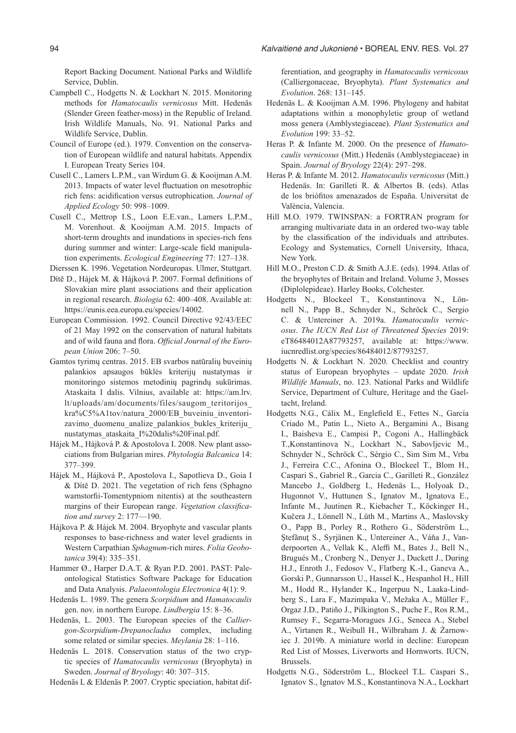Report Backing Document. National Parks and Wildlife Service, Dublin.

Campbell C., Hodgetts N. & Lockhart N. 2015. Monitoring methods for *Hamatocaulis vernicosus* Mitt. Hedenäs (Slender Green feather-moss) in the Republic of Ireland. Irish Wildlife Manuals, No. 91. National Parks and Wildlife Service, Dublin.

Council of Europe (ed.). 1979. Convention on the conservation of European wildlife and natural habitats. Appendix I. European Treaty Series 104.

Cusell C., Lamers L.P.M., van Wirdum G. & Kooijman A.M. 2013. Impacts of water level fluctuation on mesotrophic rich fens: acidification versus eutrophication. *Journal of Applied Ecology* 50: 998–1009.

Cusell C., Mettrop I.S., Loon E.E.van., Lamers L.P.M., M. Vorenhout. & Kooijman A.M. 2015. Impacts of short-term droughts and inundations in species-rich fens during summer and winter: Large-scale field manipulation experiments. *Ecological Engineering* 77: 127–138.

Dierssen K. 1996. Vegetation Nordeuropas. Ulmer, Stuttgart.

Dítě D., Hájek M. & Hájková P. 2007. Formal definitions of Slovakian mire plant associations and their application in regional research. *Biologia* 62: 400–408. Available at: https://eunis.eea.europa.eu/species/14002.

European Commission. 1992. Council Directive 92/43/EEC of 21 May 1992 on the conservation of natural habitats and of wild fauna and flora. *Official Journal of the European Union* 206: 7–50.

Gamtos tyrimų centras. 2015. EB svarbos natūralių buveinių palankios apsaugos būklės kriterijų nustatymas ir monitoringo sistemos metodinių pagrindų sukūrimas. Ataskaita I dalis. Vilnius, available at: https://am.lrv.lt/uploads/am/documents/files/saugom_teritorijos_kra%C5%A1tov/natura_2000/EB_buveiniu_inventorizavimo_duomenu_analize_palankios_bukles_kriteriju_nustatymas_ataskaita_I%20dalis%20Final.pdf.

Hájek M., Hájková P. & Apostolova I. 2008. New plant associations from Bulgarian mires. *Phytologia Balcanica* 14: 377–399.

Hájek M., Hájková P., Apostolova I., Sapotlieva D., Goia I & Dítě D. 2021. The vegetation of rich fens (Sphagno warnstorfii-Tomentypniom nitentis) at the southeastern margins of their European range. *Vegetation classification and survey* 2: 177––190.

Hájkova P. & Hájek M. 2004. Bryophyte and vascular plants responses to base-richness and water level gradients in Western Carpathian *Sphagnum*-rich mires. *Folia Geobotanica* 39(4): 335–351.

Hammer Ø., Harper D.A.T. & Ryan P.D. 2001. PAST: Paleontological Statistics Software Package for Education and Data Analysis. *Palaeontologia Electronica* 4(1): 9.

Hedenäs L. 1989. The genera *Scorpidium* and *Hamatocaulis* gen. nov. in northern Europe. *Lindbergia* 15: 8–36.

Hedenäs, L. 2003. The European species of the *Calliergon-Scorpidium-Drepanocladus* complex, including some related or similar species. *Meylania* 28: 1–116.

Hedenäs L. 2018. Conservation status of the two cryptic species of *Hamatocaulis vernicosus* (Bryophyta) in Sweden. *Journal of Bryology*: 40: 307–315.

Hedenäs L & Eldenäs P. 2007. Cryptic speciation, habitat differentiation, and geography in *Hamatocaulis vernicosus* (Calliergonaceae, Bryophyta). *Plant Systematics and Evolution*. 268: 131–145.

Hedenäs L. & Kooijman A.M. 1996. Phylogeny and habitat adaptations within a monophyletic group of wetland moss genera (Amblystegiaceae). *Plant Systematics and Evolution* 199: 33–52.

Heras P. & Infante M. 2000. On the presence of *Hamatocaulis vernicosus* (Mitt.) Hedenäs (Amblystegiaceae) in Spain. *Journal of Bryology* 22(4): 297–298.

Heras P. & Infante M. 2012. *Hamatocaulis vernicosus* (Mitt.) Hedenäs. In: Garilleti R. & Albertos B. (eds). Atlas de los briófitos amenazados de España. Universitat de València, Valencia.

Hill M.O. 1979. TWINSPAN: a FORTRAN program for arranging multivariate data in an ordered two-way table by the classification of the individuals and attributes. Ecology and Systematics, Cornell University, Ithaca, New York.

Hill M.O., Preston C.D. & Smith A.J.E. (eds). 1994. Atlas of the bryophytes of Britain and Ireland. Volume 3, Mosses (Diplolepideae). Harley Books, Colchester.

Hodgetts N., Blockeel T., Konstantinova N., Lönnell N., Papp B., Schnyder N., Schröck C., Sergio C. & Untereiner A. 2019a. *Hamatocaulis vernicosus*. *The IUCN Red List of Threatened Species* 2019: eT86484012A87793257, available at: https://www.iucnredlist.org/species/86484012/87793257.

Hodgetts N. & Lockhart N. 2020. Checklist and country status of European bryophytes – update 2020. *Irish Wildlife Manuals*, no. 123. National Parks and Wildlife Service, Department of Culture, Heritage and the Gaeltacht, Ireland.

Hodgetts N.G., Cálix M., Englefield E., Fettes N., García Criado M., Patin L., Nieto A., Bergamini A., Bisang I., Baisheva E., Campisi P., Cogoni A., Hallingbäck T.,Konstantinova N., Lockhart N., Sabovljevic M., Schnyder N., Schröck C., Sérgio C., Sim Sim M., Vrba J., Ferreira C.C., Afonina O., Blockeel T., Blom H., Caspari S., Gabriel R., Garcia C., Garilleti R., González Mancebo J., Goldberg I., Hedenäs L., Holyoak D., Hugonnot V., Huttunen S., Ignatov M., Ignatova E., Infante M., Juutinen R., Kiebacher T., Köckinger H., Kučera J., Lönnell N., Lüth M., Martins A., Maslovsky O., Papp B., Porley R., Rothero G., Söderström L., Ştefănuţ S., Syrjänen K., Untereiner A., Váňa J., Vanderpoorten A., Vellak K., Aleffi M., Bates J., Bell N., Brugués M., Cronberg N., Denyer J., Duckett J., During H.J., Enroth J., Fedosov V., Flatberg K.-I., Ganeva A., Gorski P., Gunnarsson U., Hassel K., Hespanhol H., Hill M., Hodd R., Hylander K., Ingerpuu N., Laaka-Lindberg S., Lara F., Mazimpaka V., Mežaka A., Müller F., Orgaz J.D., Patiño J., Pilkington S., Puche F., Ros R.M., Rumsey F., Segarra-Moragues J.G., Seneca A., Stebel A., Virtanen R., Weibull H., Wilbraham J. & Żarnowiec J. 2019b. A miniature world in decline: European Red List of Mosses, Liverworts and Hornworts. IUCN, Brussels.

Hodgetts N.G., Söderström L., Blockeel T.L. Caspari S., Ignatov S., Ignatov M.S., Konstantinova N.A., Lockhart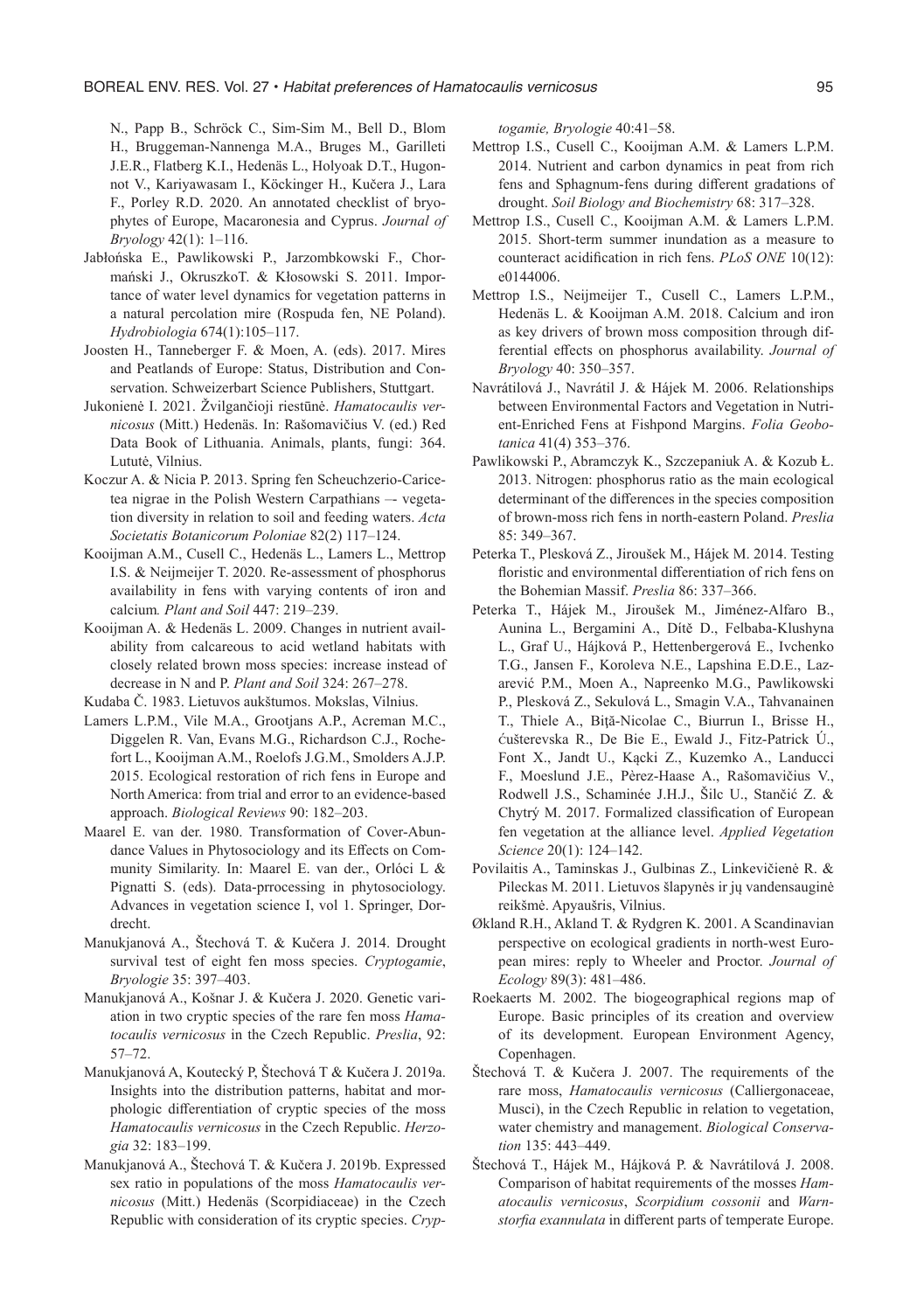N., Papp B., Schröck C., Sim-Sim M., Bell D., Blom H., Bruggeman-Nannenga M.A., Bruges M., Garilleti J.E.R., Flatberg K.I., Hedenäs L., Holyoak D.T., Hugonnot V., Kariyawasam I., Köckinger H., Kučera J., Lara F., Porley R.D. 2020. An annotated checklist of bryophytes of Europe, Macaronesia and Cyprus. *Journal of Bryology* 42(1): 1–116.

Jabłońska E., Pawlikowski P., Jarzombkowski F., Chormański J., OkruszkoT. & Kłosowski S. 2011. Importance of water level dynamics for vegetation patterns in a natural percolation mire (Rospuda fen, NE Poland). *Hydrobiologia* 674(1):105–117.

Joosten H., Tanneberger F. & Moen, A. (eds). 2017. Mires and Peatlands of Europe: Status, Distribution and Conservation. Schweizerbart Science Publishers, Stuttgart.

Jukonienė I. 2021. Žvilgančioji riestūnė. *Hamatocaulis vernicosus* (Mitt.) Hedenäs. In: Rašomavičius V. (ed.) Red Data Book of Lithuania. Animals, plants, fungi: 364. Lututė, Vilnius.

Koczur A. & Nicia P. 2013. Spring fen Scheuchzerio-Caricetea nigrae in the Polish Western Carpathians –- vegetation diversity in relation to soil and feeding waters. *Acta Societatis Botanicorum Poloniae* 82(2) 117–124.

Kooijman A.M., Cusell C., Hedenäs L., Lamers L., Mettrop I.S. & Neijmeijer T. 2020. Re-assessment of phosphorus availability in fens with varying contents of iron and calcium*. Plant and Soil* 447: 219–239.

Kooijman A. & Hedenäs L. 2009. Changes in nutrient availability from calcareous to acid wetland habitats with closely related brown moss species: increase instead of decrease in N and P. *Plant and Soil* 324: 267–278.

Kudaba Č. 1983. Lietuvos aukštumos. Mokslas, Vilnius.

Lamers L.P.M., Vile M.A., Grootjans A.P., Acreman M.C., Diggelen R. Van, Evans M.G., Richardson C.J., Rochefort L., Kooijman A.M., Roelofs J.G.M., Smolders A.J.P. 2015. Ecological restoration of rich fens in Europe and North America: from trial and error to an evidence-based approach. *Biological Reviews* 90: 182–203.

Maarel E. van der. 1980. Transformation of Cover-Abundance Values in Phytosociology and its Effects on Community Similarity. In: Maarel E. van der., Orlóci L & Pignatti S. (eds). Data-prrocessing in phytosociology. Advances in vegetation science I, vol 1. Springer, Dordrecht.

Manukjanová A., Štechová T. & Kučera J. 2014. Drought survival test of eight fen moss species. *Cryptogamie*, *Bryologie* 35: 397–403.

Manukjanová A., Košnar J. & Kučera J. 2020. Genetic variation in two cryptic species of the rare fen moss *Hamatocaulis vernicosus* in the Czech Republic. *Preslia*, 92: 57–72.

Manukjanová A, Koutecký P, Štechová T & Kučera J. 2019a. Insights into the distribution patterns, habitat and morphologic differentiation of cryptic species of the moss *Hamatocaulis vernicosus* in the Czech Republic. *Herzogia* 32: 183–199.

Manukjanová A., Štechová T. & Kučera J. 2019b. Expressed sex ratio in populations of the moss *Hamatocaulis vernicosus* (Mitt.) Hedenäs (Scorpidiaceae) in the Czech Republic with consideration of its cryptic species. *Cryptogamie, Bryologie* 40:41–58.

Mettrop I.S., Cusell C., Kooijman A.M. & Lamers L.P.M. 2014. Nutrient and carbon dynamics in peat from rich fens and Sphagnum-fens during different gradations of drought. *Soil Biology and Biochemistry* 68: 317–328.

Mettrop I.S., Cusell C., Kooijman A.M. & Lamers L.P.M. 2015. Short-term summer inundation as a measure to counteract acidification in rich fens. *PLoS ONE* 10(12): e0144006.

Mettrop I.S., Neijmeijer T., Cusell C., Lamers L.P.M., Hedenäs L. & Kooijman A.M. 2018. Calcium and iron as key drivers of brown moss composition through differential effects on phosphorus availability. *Journal of Bryology* 40: 350–357.

Navrátilová J., Navrátil J. & Hájek M. 2006. Relationships between Environmental Factors and Vegetation in Nutrient-Enriched Fens at Fishpond Margins. *Folia Geobotanica* 41(4) 353–376.

Pawlikowski P., Abramczyk K., Szczepaniuk A. & Kozub Ł. 2013. Nitrogen: phosphorus ratio as the main ecological determinant of the differences in the species composition of brown-moss rich fens in north-eastern Poland. *Preslia* 85: 349–367.

Peterka T., Plesková Z., Jiroušek M., Hájek M. 2014. Testing floristic and environmental differentiation of rich fens on the Bohemian Massif. *Preslia* 86: 337–366.

Peterka T., Hájek M., Jiroušek M., Jiménez-Alfaro B., Aunina L., Bergamini A., Dítě D., Felbaba-Klushyna L., Graf U., Hájková P., Hettenbergerová E., Ivchenko T.G., Jansen F., Koroleva N.E., Lapshina E.D.E., Lazarević P.M., Moen A., Napreenko M.G., Pawlikowski P., Plesková Z., Sekulová L., Smagin V.A., Tahvanainen T., Thiele A., Biţă-Nicolae C., Biurrun I., Brisse H., ćušterevska R., De Bie E., Ewald J., Fitz-Patrick Ú., Font X., Jandt U., Kącki Z., Kuzemko A., Landucci F., Moeslund J.E., Pèrez-Haase A., Rašomavičius V., Rodwell J.S., Schaminée J.H.J., Šilc U., Stančić Z. & Chytrý M. 2017. Formalized classification of European fen vegetation at the alliance level. *Applied Vegetation Science* 20(1): 124–142.

Povilaitis A., Taminskas J., Gulbinas Z., Linkevičienė R. & Pileckas M. 2011. Lietuvos šlapynės ir jų vandensauginė reikšmė. Apyaušris, Vilnius.

Økland R.H., Akland T. & Rydgren K. 2001. A Scandinavian perspective on ecological gradients in north-west European mires: reply to Wheeler and Proctor. *Journal of Ecology* 89(3): 481–486.

Roekaerts M. 2002. The biogeographical regions map of Europe. Basic principles of its creation and overview of its development. European Environment Agency, Copenhagen.

Štechová T. & Kučera J. 2007. The requirements of the rare moss, *Hamatocaulis vernicosus* (Calliergonaceae, Musci), in the Czech Republic in relation to vegetation, water chemistry and management. *Biological Conservation* 135: 443–449.

Štechová T., Hájek M., Hájková P. & Navrátilová J. 2008. Comparison of habitat requirements of the mosses *Hamatocaulis vernicosus*, *Scorpidium cossonii* and *Warnstorfia exannulata* in different parts of temperate Europe.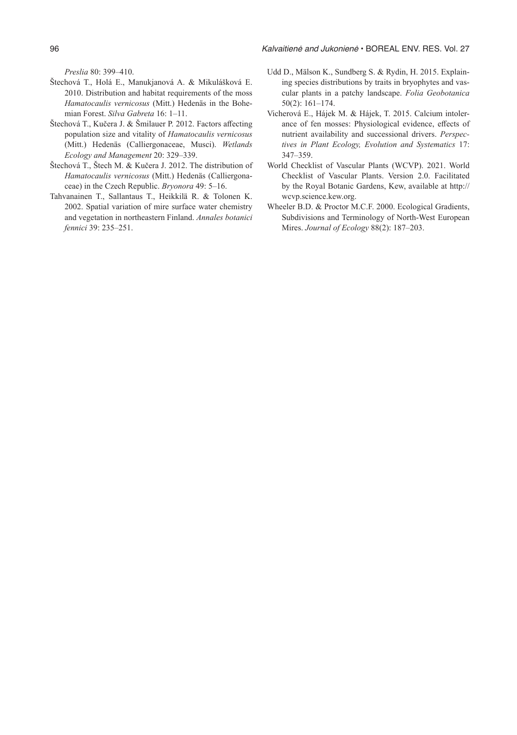*Preslia* 80: 399–410.

Štechová T., Holá E., Manukjanová A. & Mikulášková E. 2010. Distribution and habitat requirements of the moss *Hamatocaulis vernicosus* (Mitt.) Hedenäs in the Bohemian Forest. *Silva Gabreta* 16: 1–11.

Štechová T., Kučera J. & Šmilauer P. 2012. Factors affecting population size and vitality of *Hamatocaulis vernicosus* (Mitt.) Hedenäs (Calliergonaceae, Musci). *Wetlands Ecology and Management* 20: 329–339.

Štechová T., Štech M. & Kučera J. 2012. The distribution of *Hamatocaulis vernicosus* (Mitt.) Hedenäs (Calliergonaceae) in the Czech Republic. *Bryonora* 49: 5–16.

Tahvanainen T., Sallantaus T., Heikkilä R. & Tolonen K. 2002. Spatial variation of mire surface water chemistry and vegetation in northeastern Finland. *Annales botanici fennici* 39: 235–251.

Udd D., Mälson K., Sundberg S. & Rydin, H. 2015. Explaining species distributions by traits in bryophytes and vascular plants in a patchy landscape. *Folia Geobotanica* 50(2): 161–174.

Vicherová E., Hájek M. & Hájek, T. 2015. Calcium intolerance of fen mosses: Physiological evidence, effects of nutrient availability and successional drivers. *Perspectives in Plant Ecology, Evolution and Systematics* 17: 347–359.

World Checklist of Vascular Plants (WCVP). 2021. World Checklist of Vascular Plants. Version 2.0. Facilitated by the Royal Botanic Gardens, Kew, available at http://wcvp.science.kew.org.

Wheeler B.D. & Proctor M.C.F. 2000. Ecological Gradients, Subdivisions and Terminology of North-West European Mires. *Journal of Ecology* 88(2): 187–203.